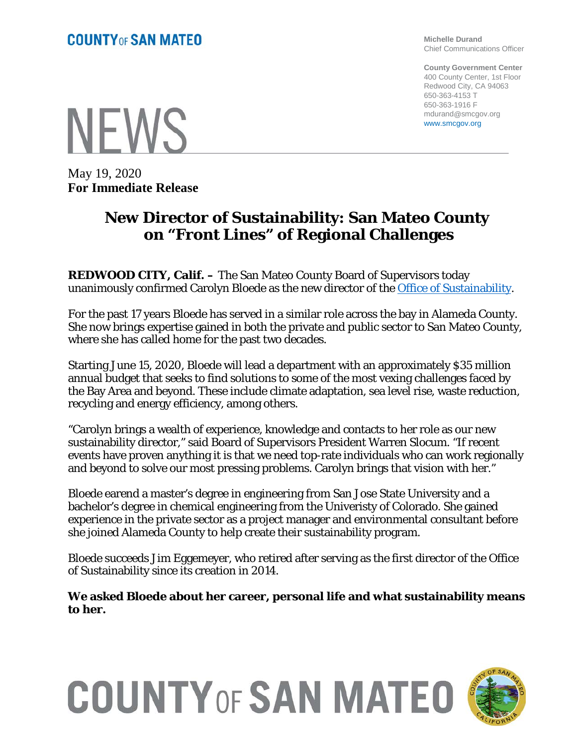**COUNTY OF SAN MATEO**

**Michelle Durand**
Chief Communications Officer

**County Government Center**
400 County Center, 1st Floor
Redwood City, CA 94063
650-363-4153 T
650-363-1916 F
mdurand@smcgov.org
www.smcgov.org

# NEWS

May 19, 2020
**For Immediate Release**

## New Director of Sustainability: San Mateo County on "Front Lines" of Regional Challenges

**REDWOOD CITY, Calif. –** The San Mateo County Board of Supervisors today unanimously confirmed Carolyn Bloede as the new director of the Office of Sustainability.

For the past 17 years Bloede has served in a similar role across the bay in Alameda County. She now brings expertise gained in both the private and public sector to San Mateo County, where she has called home for the past two decades.

Starting June 15, 2020, Bloede will lead a department with an approximately $35 million annual budget that seeks to find solutions to some of the most vexing challenges faced by the Bay Area and beyond. These include climate adaptation, sea level rise, waste reduction, recycling and energy efficiency, among others.

"Carolyn brings a wealth of experience, knowledge and contacts to her role as our new sustainability director," said Board of Supervisors President Warren Slocum. "If recent events have proven anything it is that we need top-rate individuals who can work regionally and beyond to solve our most pressing problems. Carolyn brings that vision with her."

Bloede earend a master's degree in engineering from San Jose State University and a bachelor's degree in chemical engineering from the Univeristy of Colorado. She gained experience in the private sector as a project manager and environmental consultant before she joined Alameda County to help create their sustainability program.

Bloede succeeds Jim Eggemeyer, who retired after serving as the first director of the Office of Sustainability since its creation in 2014.

**We asked Bloede about her career, personal life and what sustainability means to her.**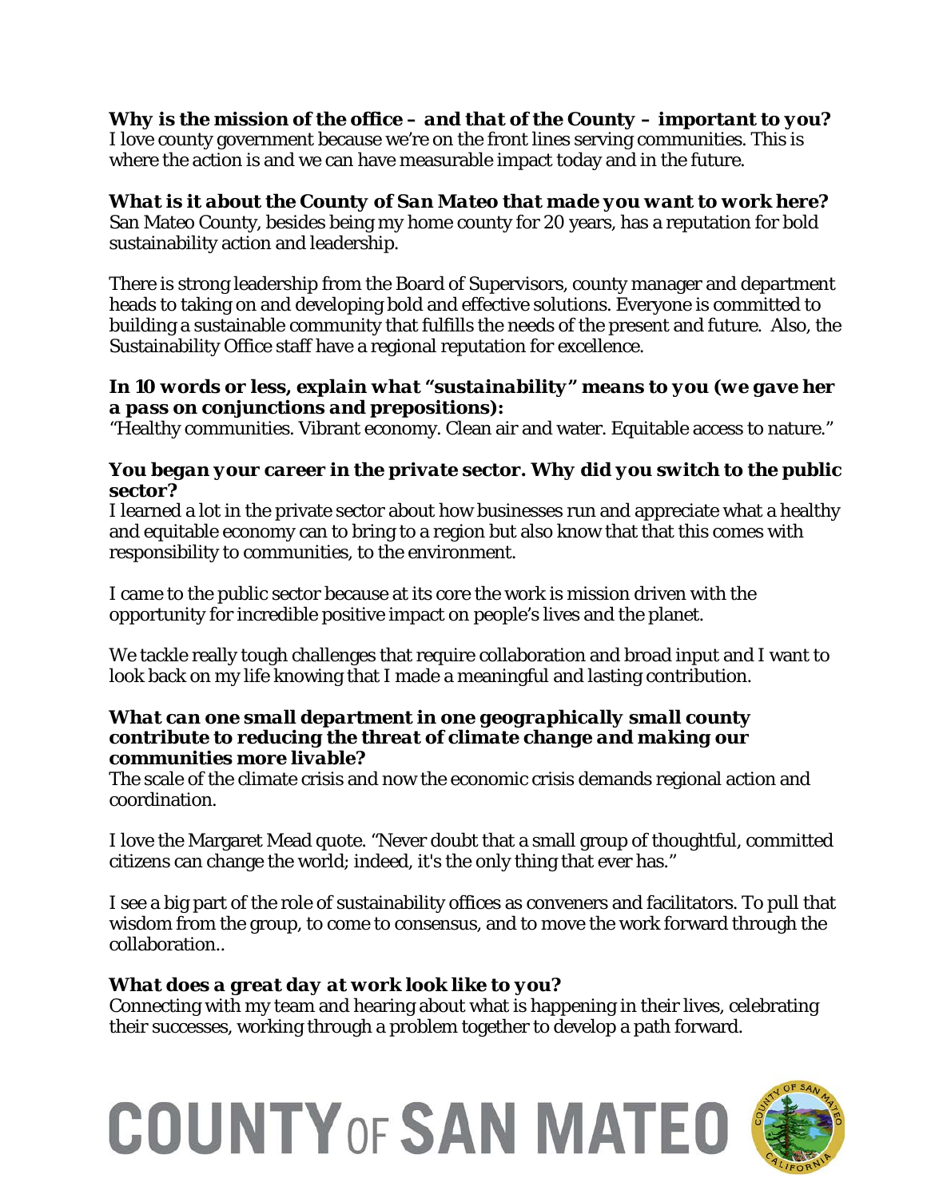***Why is the mission of the office – and that of the County – important to you?***
I love county government because we're on the front lines serving communities. This is where the action is and we can have measurable impact today and in the future.

***What is it about the County of San Mateo that made you want to work here?***
San Mateo County, besides being my home county for 20 years, has a reputation for bold sustainability action and leadership.

There is strong leadership from the Board of Supervisors, county manager and department heads to taking on and developing bold and effective solutions. Everyone is committed to building a sustainable community that fulfills the needs of the present and future. Also, the Sustainability Office staff have a regional reputation for excellence.

***In 10 words or less, explain what "sustainability" means to you (we gave her a pass on conjunctions and prepositions):***
"Healthy communities. Vibrant economy. Clean air and water. Equitable access to nature."

***You began your career in the private sector. Why did you switch to the public sector?***
I learned a lot in the private sector about how businesses run and appreciate what a healthy and equitable economy can to bring to a region but also know that that this comes with responsibility to communities, to the environment.

I came to the public sector because at its core the work is mission driven with the opportunity for incredible positive impact on people's lives and the planet.

We tackle really tough challenges that require collaboration and broad input and I want to look back on my life knowing that I made a meaningful and lasting contribution.

***What can one small department in one geographically small county contribute to reducing the threat of climate change and making our communities more livable?***
The scale of the climate crisis and now the economic crisis demands regional action and coordination.

I love the Margaret Mead quote. "Never doubt that a small group of thoughtful, committed citizens can change the world; indeed, it's the only thing that ever has."

I see a big part of the role of sustainability offices as conveners and facilitators. To pull that wisdom from the group, to come to consensus, and to move the work forward through the collaboration..

***What does a great day at work look like to you?***
Connecting with my team and hearing about what is happening in their lives, celebrating their successes, working through a problem together to develop a path forward.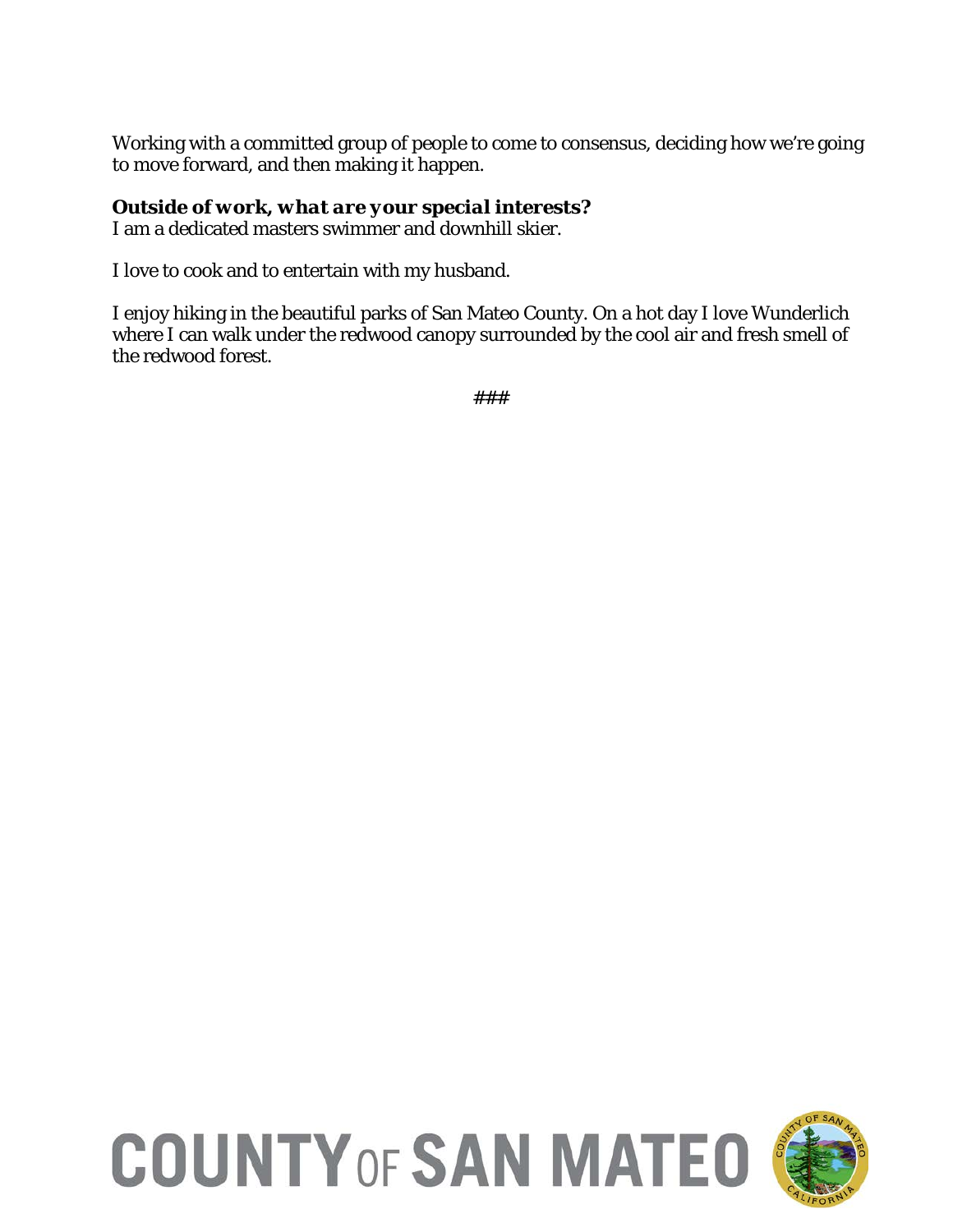Working with a committed group of people to come to consensus, deciding how we're going to move forward, and then making it happen.

***Outside of work, what are your special interests?***

I am a dedicated masters swimmer and downhill skier.

I love to cook and to entertain with my husband.

I enjoy hiking in the beautiful parks of San Mateo County. On a hot day I love Wunderlich where I can walk under the redwood canopy surrounded by the cool air and fresh smell of the redwood forest.

###

COUNTY OF SAN MATEO